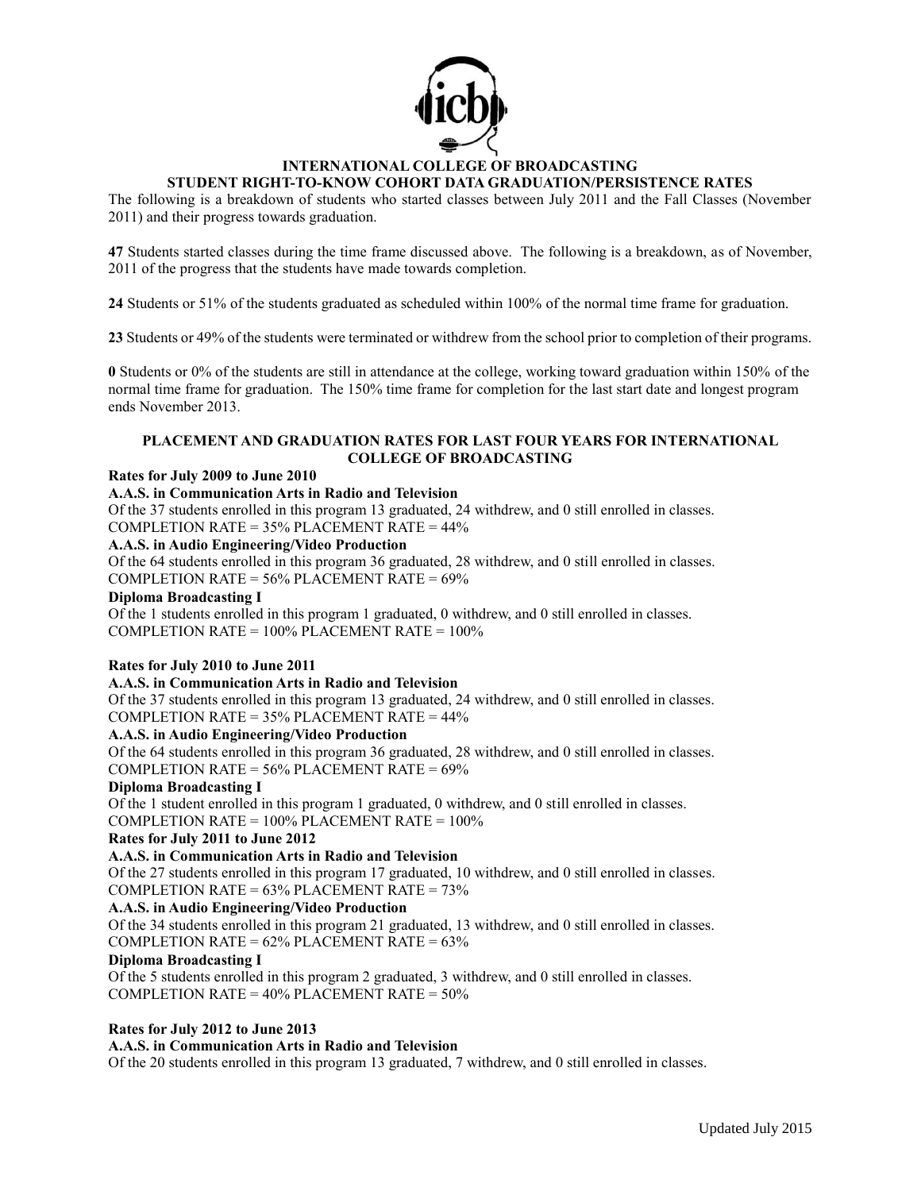# INTERNATIONAL COLLEGE OF BROADCASTING
## STUDENT RIGHT-TO-KNOW COHORT DATA GRADUATION/PERSISTENCE RATES

The following is a breakdown of students who started classes between July 2011 and the Fall Classes (November 2011) and their progress towards graduation.

**47** Students started classes during the time frame discussed above. The following is a breakdown, as of November, 2011 of the progress that the students have made towards completion.

**24** Students or 51% of the students graduated as scheduled within 100% of the normal time frame for graduation.

**23** Students or 49% of the students were terminated or withdrew from the school prior to completion of their programs.

**0** Students or 0% of the students are still in attendance at the college, working toward graduation within 150% of the normal time frame for graduation. The 150% time frame for completion for the last start date and longest program ends November 2013.

## PLACEMENT AND GRADUATION RATES FOR LAST FOUR YEARS FOR INTERNATIONAL COLLEGE OF BROADCASTING

**Rates for July 2009 to June 2010**

**A.A.S. in Communication Arts in Radio and Television**

Of the 37 students enrolled in this program 13 graduated, 24 withdrew, and 0 still enrolled in classes.
COMPLETION RATE = 35% PLACEMENT RATE = 44%

**A.A.S. in Audio Engineering/Video Production**

Of the 64 students enrolled in this program 36 graduated, 28 withdrew, and 0 still enrolled in classes.
COMPLETION RATE = 56% PLACEMENT RATE = 69%

**Diploma Broadcasting I**

Of the 1 students enrolled in this program 1 graduated, 0 withdrew, and 0 still enrolled in classes.
COMPLETION RATE = 100% PLACEMENT RATE = 100%

**Rates for July 2010 to June 2011**

**A.A.S. in Communication Arts in Radio and Television**

Of the 37 students enrolled in this program 13 graduated, 24 withdrew, and 0 still enrolled in classes.
COMPLETION RATE = 35% PLACEMENT RATE = 44%

**A.A.S. in Audio Engineering/Video Production**

Of the 64 students enrolled in this program 36 graduated, 28 withdrew, and 0 still enrolled in classes.
COMPLETION RATE = 56% PLACEMENT RATE = 69%

**Diploma Broadcasting I**

Of the 1 student enrolled in this program 1 graduated, 0 withdrew, and 0 still enrolled in classes.
COMPLETION RATE = 100% PLACEMENT RATE = 100%

**Rates for July 2011 to June 2012**

**A.A.S. in Communication Arts in Radio and Television**

Of the 27 students enrolled in this program 17 graduated, 10 withdrew, and 0 still enrolled in classes.
COMPLETION RATE = 63% PLACEMENT RATE = 73%

**A.A.S. in Audio Engineering/Video Production**

Of the 34 students enrolled in this program 21 graduated, 13 withdrew, and 0 still enrolled in classes.
COMPLETION RATE = 62% PLACEMENT RATE = 63%

**Diploma Broadcasting I**

Of the 5 students enrolled in this program 2 graduated, 3 withdrew, and 0 still enrolled in classes.
COMPLETION RATE = 40% PLACEMENT RATE = 50%

**Rates for July 2012 to June 2013**

**A.A.S. in Communication Arts in Radio and Television**

Of the 20 students enrolled in this program 13 graduated, 7 withdrew, and 0 still enrolled in classes.

Updated July 2015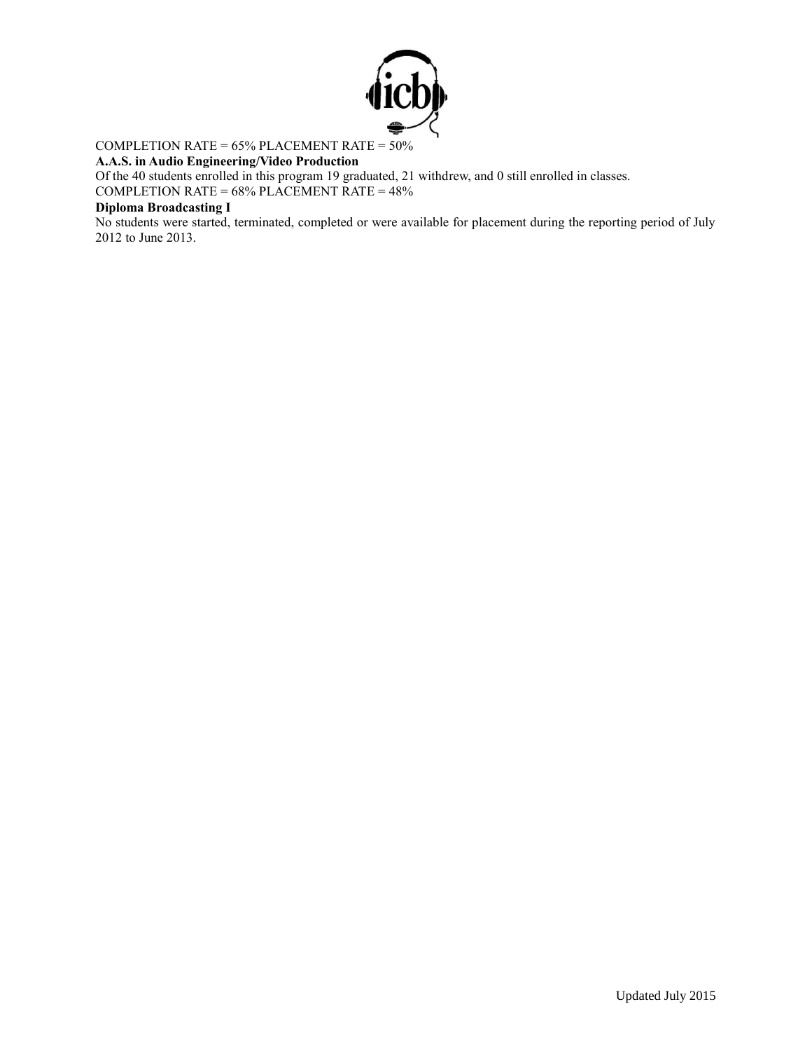COMPLETION RATE = 65% PLACEMENT RATE = 50%

**A.A.S. in Audio Engineering/Video Production**

Of the 40 students enrolled in this program 19 graduated, 21 withdrew, and 0 still enrolled in classes.

COMPLETION RATE = 68% PLACEMENT RATE = 48%

**Diploma Broadcasting I**

No students were started, terminated, completed or were available for placement during the reporting period of July 2012 to June 2013.

Updated July 2015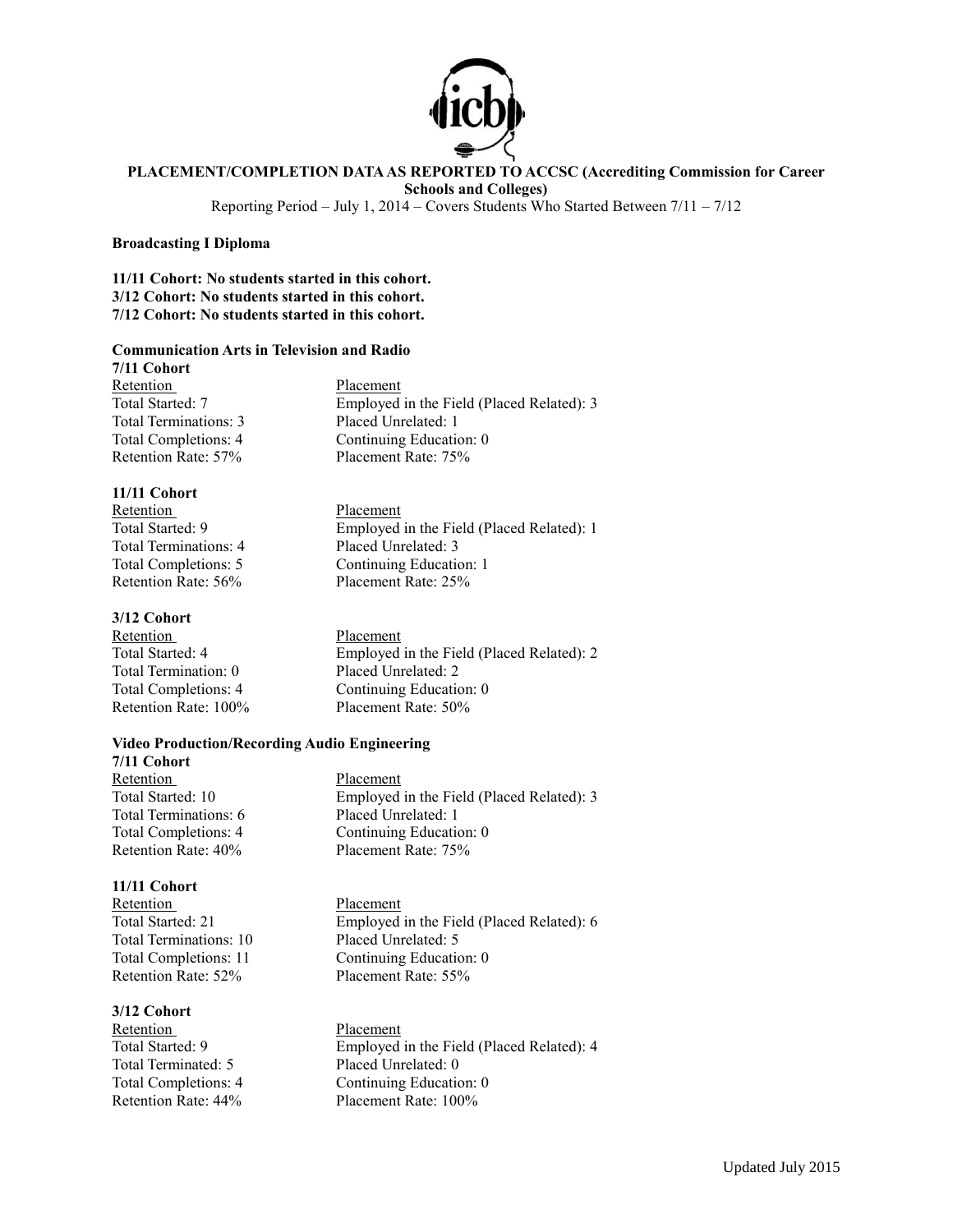**PLACEMENT/COMPLETION DATA AS REPORTED TO ACCSC (Accrediting Commission for Career Schools and Colleges)**

Reporting Period – July 1, 2014 – Covers Students Who Started Between 7/11 – 7/12

**Broadcasting I Diploma**

**11/11 Cohort: No students started in this cohort.**
**3/12 Cohort: No students started in this cohort.**
**7/12 Cohort: No students started in this cohort.**

**Communication Arts in Television and Radio**

**7/11 Cohort**

| Retention | Placement |
|---|---|
| Total Started: 7 | Employed in the Field (Placed Related): 3 |
| Total Terminations: 3 | Placed Unrelated: 1 |
| Total Completions: 4 | Continuing Education: 0 |
| Retention Rate: 57% | Placement Rate: 75% |

**11/11 Cohort**

| Retention | Placement |
|---|---|
| Total Started: 9 | Employed in the Field (Placed Related): 1 |
| Total Terminations: 4 | Placed Unrelated: 3 |
| Total Completions: 5 | Continuing Education: 1 |
| Retention Rate: 56% | Placement Rate: 25% |

**3/12 Cohort**

| Retention | Placement |
|---|---|
| Total Started: 4 | Employed in the Field (Placed Related): 2 |
| Total Termination: 0 | Placed Unrelated: 2 |
| Total Completions: 4 | Continuing Education: 0 |
| Retention Rate: 100% | Placement Rate: 50% |

**Video Production/Recording Audio Engineering**

**7/11 Cohort**

| Retention | Placement |
|---|---|
| Total Started: 10 | Employed in the Field (Placed Related): 3 |
| Total Terminations: 6 | Placed Unrelated: 1 |
| Total Completions: 4 | Continuing Education: 0 |
| Retention Rate: 40% | Placement Rate: 75% |

**11/11 Cohort**

| Retention | Placement |
|---|---|
| Total Started: 21 | Employed in the Field (Placed Related): 6 |
| Total Terminations: 10 | Placed Unrelated: 5 |
| Total Completions: 11 | Continuing Education: 0 |
| Retention Rate: 52% | Placement Rate: 55% |

**3/12 Cohort**

| Retention | Placement |
|---|---|
| Total Started: 9 | Employed in the Field (Placed Related): 4 |
| Total Terminated: 5 | Placed Unrelated: 0 |
| Total Completions: 4 | Continuing Education: 0 |
| Retention Rate: 44% | Placement Rate: 100% |

Updated July 2015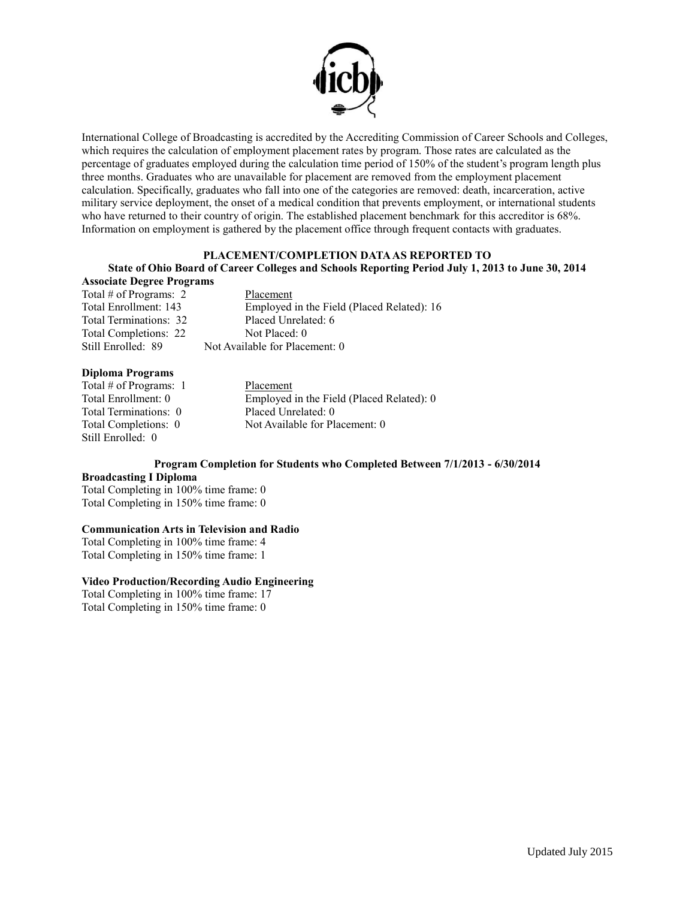International College of Broadcasting is accredited by the Accrediting Commission of Career Schools and Colleges, which requires the calculation of employment placement rates by program. Those rates are calculated as the percentage of graduates employed during the calculation time period of 150% of the student's program length plus three months. Graduates who are unavailable for placement are removed from the employment placement calculation. Specifically, graduates who fall into one of the categories are removed: death, incarceration, active military service deployment, the onset of a medical condition that prevents employment, or international students who have returned to their country of origin. The established placement benchmark for this accreditor is 68%. Information on employment is gathered by the placement office through frequent contacts with graduates.

**PLACEMENT/COMPLETION DATA AS REPORTED TO**

**State of Ohio Board of Career Colleges and Schools Reporting Period July 1, 2013 to June 30, 2014**

**Associate Degree Programs**

| | |
|---|---|
| Total # of Programs: 2 | Placement |
| Total Enrollment: 143 | Employed in the Field (Placed Related): 16 |
| Total Terminations: 32 | Placed Unrelated: 6 |
| Total Completions: 22 | Not Placed: 0 |
| Still Enrolled: 89 | Not Available for Placement: 0 |

**Diploma Programs**

| | |
|---|---|
| Total # of Programs: 1 | Placement |
| Total Enrollment: 0 | Employed in the Field (Placed Related): 0 |
| Total Terminations: 0 | Placed Unrelated: 0 |
| Total Completions: 0 | Not Available for Placement: 0 |
| Still Enrolled: 0 | |

**Program Completion for Students who Completed Between 7/1/2013 - 6/30/2014**

**Broadcasting I Diploma**

Total Completing in 100% time frame: 0
Total Completing in 150% time frame: 0

**Communication Arts in Television and Radio**

Total Completing in 100% time frame: 4
Total Completing in 150% time frame: 1

**Video Production/Recording Audio Engineering**

Total Completing in 100% time frame: 17
Total Completing in 150% time frame: 0

Updated July 2015